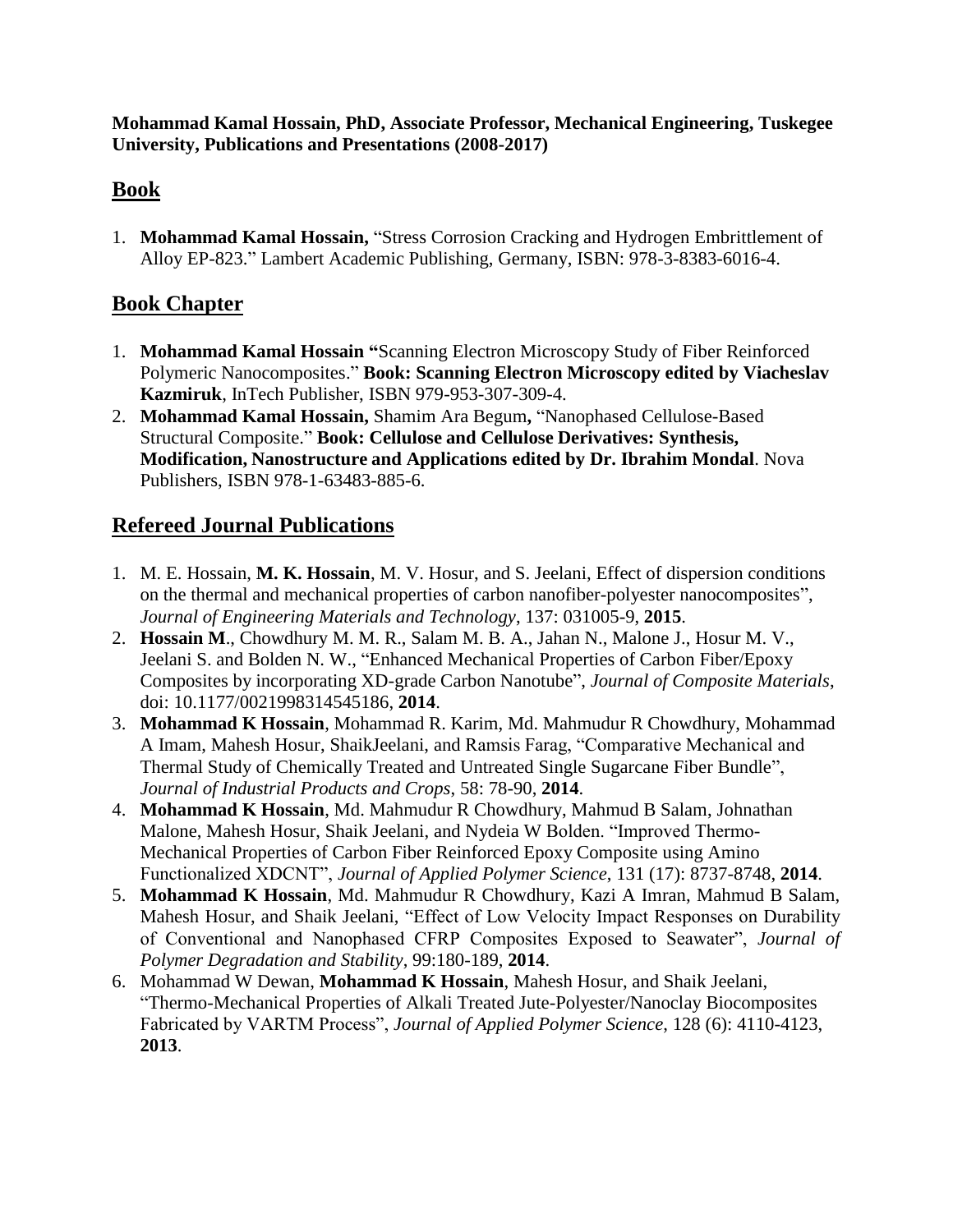**Mohammad Kamal Hossain, PhD, Associate Professor, Mechanical Engineering, Tuskegee University, Publications and Presentations (2008-2017)**

## Book

1. **Mohammad Kamal Hossain,** "Stress Corrosion Cracking and Hydrogen Embrittlement of Alloy EP-823." Lambert Academic Publishing, Germany, ISBN: 978-3-8383-6016-4.

## Book Chapter

1. **Mohammad Kamal Hossain "**Scanning Electron Microscopy Study of Fiber Reinforced Polymeric Nanocomposites." **Book: Scanning Electron Microscopy edited by Viacheslav Kazmiruk**, InTech Publisher, ISBN 979-953-307-309-4.
2. **Mohammad Kamal Hossain,** Shamim Ara Begum**,** "Nanophased Cellulose-Based Structural Composite." **Book: Cellulose and Cellulose Derivatives: Synthesis, Modification, Nanostructure and Applications edited by Dr. Ibrahim Mondal**. Nova Publishers, ISBN 978-1-63483-885-6.

## Refereed Journal Publications

1. M. E. Hossain, **M. K. Hossain**, M. V. Hosur, and S. Jeelani, Effect of dispersion conditions on the thermal and mechanical properties of carbon nanofiber-polyester nanocomposites", *Journal of Engineering Materials and Technology*, 137: 031005-9, **2015**.
2. **Hossain M**., Chowdhury M. M. R., Salam M. B. A., Jahan N., Malone J., Hosur M. V., Jeelani S. and Bolden N. W., "Enhanced Mechanical Properties of Carbon Fiber/Epoxy Composites by incorporating XD-grade Carbon Nanotube", *Journal of Composite Materials*, doi: 10.1177/0021998314545186, **2014**.
3. **Mohammad K Hossain**, Mohammad R. Karim, Md. Mahmudur R Chowdhury, Mohammad A Imam, Mahesh Hosur, ShaikJeelani, and Ramsis Farag, "Comparative Mechanical and Thermal Study of Chemically Treated and Untreated Single Sugarcane Fiber Bundle", *Journal of Industrial Products and Crops*, 58: 78-90, **2014**.
4. **Mohammad K Hossain**, Md. Mahmudur R Chowdhury, Mahmud B Salam, Johnathan Malone, Mahesh Hosur, Shaik Jeelani, and Nydeia W Bolden. "Improved Thermo-Mechanical Properties of Carbon Fiber Reinforced Epoxy Composite using Amino Functionalized XDCNT", *Journal of Applied Polymer Science*, 131 (17): 8737-8748, **2014**.
5. **Mohammad K Hossain**, Md. Mahmudur R Chowdhury, Kazi A Imran, Mahmud B Salam, Mahesh Hosur, and Shaik Jeelani, "Effect of Low Velocity Impact Responses on Durability of Conventional and Nanophased CFRP Composites Exposed to Seawater", *Journal of Polymer Degradation and Stability*, 99:180-189, **2014**.
6. Mohammad W Dewan, **Mohammad K Hossain**, Mahesh Hosur, and Shaik Jeelani, "Thermo-Mechanical Properties of Alkali Treated Jute-Polyester/Nanoclay Biocomposites Fabricated by VARTM Process", *Journal of Applied Polymer Science*, 128 (6): 4110-4123, **2013**.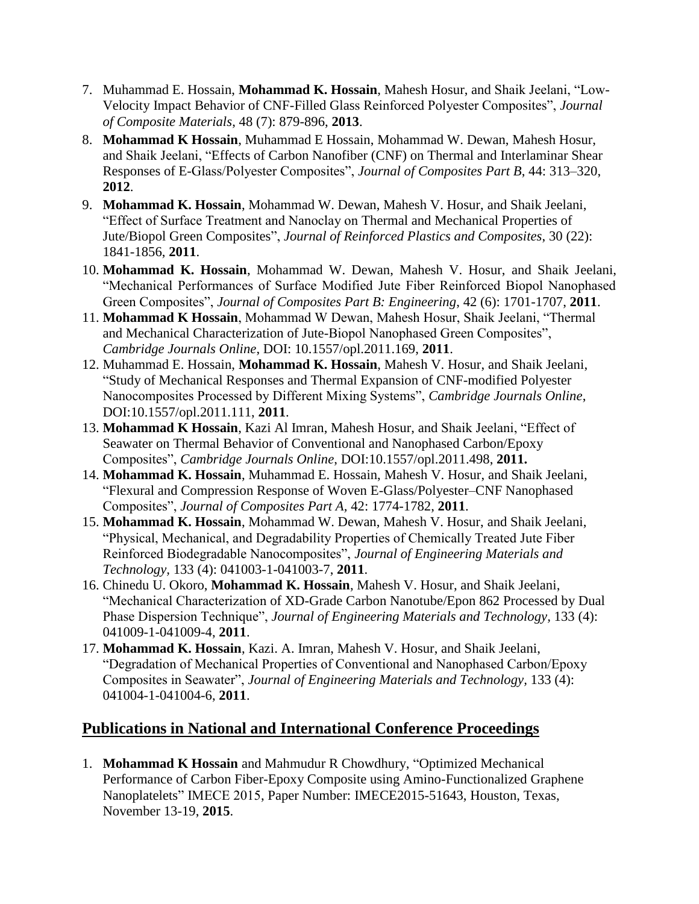7. Muhammad E. Hossain, **Mohammad K. Hossain**, Mahesh Hosur, and Shaik Jeelani, "Low-Velocity Impact Behavior of CNF-Filled Glass Reinforced Polyester Composites", *Journal of Composite Materials*, 48 (7): 879-896, **2013**.
8. **Mohammad K Hossain**, Muhammad E Hossain, Mohammad W. Dewan, Mahesh Hosur, and Shaik Jeelani, "Effects of Carbon Nanofiber (CNF) on Thermal and Interlaminar Shear Responses of E-Glass/Polyester Composites", *Journal of Composites Part B*, 44: 313–320, **2012**.
9. **Mohammad K. Hossain**, Mohammad W. Dewan, Mahesh V. Hosur, and Shaik Jeelani, "Effect of Surface Treatment and Nanoclay on Thermal and Mechanical Properties of Jute/Biopol Green Composites", *Journal of Reinforced Plastics and Composites*, 30 (22): 1841-1856, **2011**.
10. **Mohammad K. Hossain**, Mohammad W. Dewan, Mahesh V. Hosur, and Shaik Jeelani, "Mechanical Performances of Surface Modified Jute Fiber Reinforced Biopol Nanophased Green Composites", *Journal of Composites Part B: Engineering*, 42 (6): 1701-1707, **2011**.
11. **Mohammad K Hossain**, Mohammad W Dewan, Mahesh Hosur, Shaik Jeelani, "Thermal and Mechanical Characterization of Jute-Biopol Nanophased Green Composites", *Cambridge Journals Online*, DOI: 10.1557/opl.2011.169, **2011**.
12. Muhammad E. Hossain, **Mohammad K. Hossain**, Mahesh V. Hosur, and Shaik Jeelani, "Study of Mechanical Responses and Thermal Expansion of CNF-modified Polyester Nanocomposites Processed by Different Mixing Systems", *Cambridge Journals Online*, DOI:10.1557/opl.2011.111, **2011**.
13. **Mohammad K Hossain**, Kazi Al Imran, Mahesh Hosur, and Shaik Jeelani, "Effect of Seawater on Thermal Behavior of Conventional and Nanophased Carbon/Epoxy Composites", *Cambridge Journals Online*, DOI:10.1557/opl.2011.498, **2011.**
14. **Mohammad K. Hossain**, Muhammad E. Hossain, Mahesh V. Hosur, and Shaik Jeelani, "Flexural and Compression Response of Woven E-Glass/Polyester–CNF Nanophased Composites", *Journal of Composites Part A*, 42: 1774-1782, **2011**.
15. **Mohammad K. Hossain**, Mohammad W. Dewan, Mahesh V. Hosur, and Shaik Jeelani, "Physical, Mechanical, and Degradability Properties of Chemically Treated Jute Fiber Reinforced Biodegradable Nanocomposites", *Journal of Engineering Materials and Technology*, 133 (4): 041003-1-041003-7, **2011**.
16. Chinedu U. Okoro, **Mohammad K. Hossain**, Mahesh V. Hosur, and Shaik Jeelani, "Mechanical Characterization of XD-Grade Carbon Nanotube/Epon 862 Processed by Dual Phase Dispersion Technique", *Journal of Engineering Materials and Technology*, 133 (4): 041009-1-041009-4, **2011**.
17. **Mohammad K. Hossain**, Kazi. A. Imran, Mahesh V. Hosur, and Shaik Jeelani, "Degradation of Mechanical Properties of Conventional and Nanophased Carbon/Epoxy Composites in Seawater", *Journal of Engineering Materials and Technology*, 133 (4): 041004-1-041004-6, **2011**.

## Publications in National and International Conference Proceedings

1. **Mohammad K Hossain** and Mahmudur R Chowdhury, "Optimized Mechanical Performance of Carbon Fiber-Epoxy Composite using Amino-Functionalized Graphene Nanoplatelets" IMECE 2015, Paper Number: IMECE2015-51643, Houston, Texas, November 13-19, **2015**.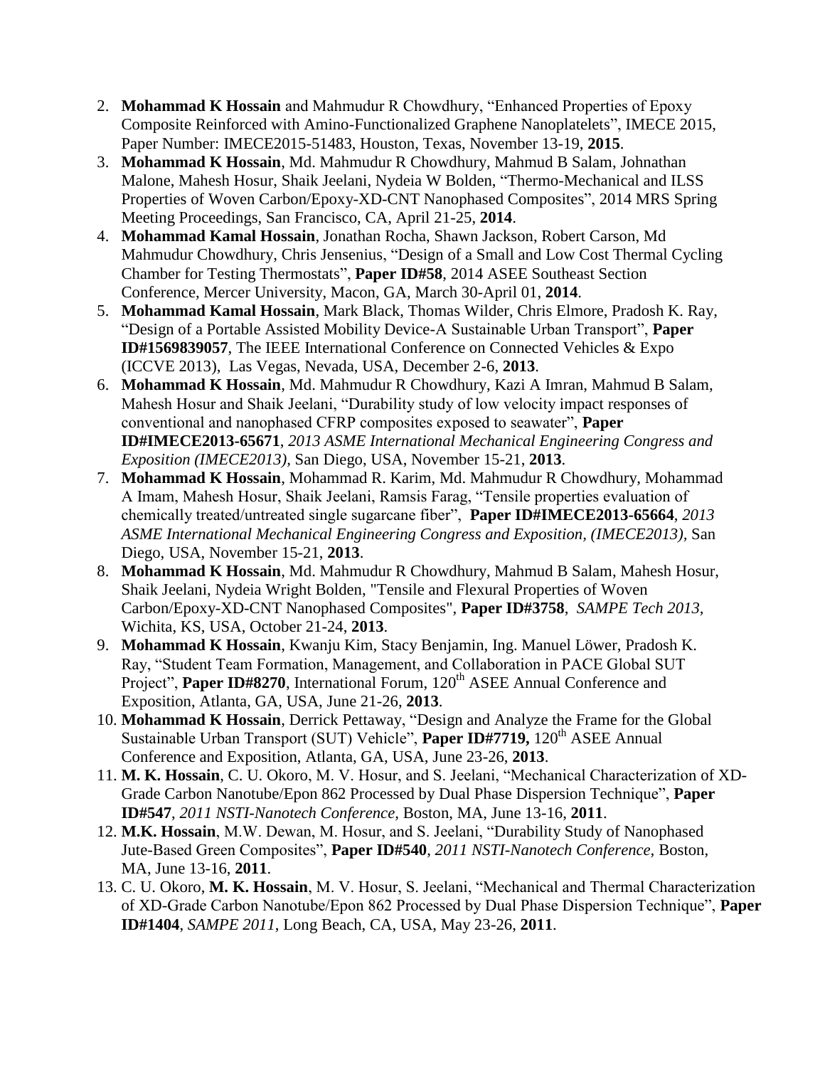2. **Mohammad K Hossain** and Mahmudur R Chowdhury, "Enhanced Properties of Epoxy Composite Reinforced with Amino-Functionalized Graphene Nanoplatelets", IMECE 2015, Paper Number: IMECE2015-51483, Houston, Texas, November 13-19, **2015**.
3. **Mohammad K Hossain**, Md. Mahmudur R Chowdhury, Mahmud B Salam, Johnathan Malone, Mahesh Hosur, Shaik Jeelani, Nydeia W Bolden, "Thermo-Mechanical and ILSS Properties of Woven Carbon/Epoxy-XD-CNT Nanophased Composites", 2014 MRS Spring Meeting Proceedings, San Francisco, CA, April 21-25, **2014**.
4. **Mohammad Kamal Hossain**, Jonathan Rocha, Shawn Jackson, Robert Carson, Md Mahmudur Chowdhury, Chris Jensenius, "Design of a Small and Low Cost Thermal Cycling Chamber for Testing Thermostats", **Paper ID#58**, 2014 ASEE Southeast Section Conference, Mercer University, Macon, GA, March 30-April 01, **2014**.
5. **Mohammad Kamal Hossain**, Mark Black, Thomas Wilder, Chris Elmore, Pradosh K. Ray, "Design of a Portable Assisted Mobility Device-A Sustainable Urban Transport", **Paper ID#1569839057**, The IEEE International Conference on Connected Vehicles & Expo (ICCVE 2013), Las Vegas, Nevada, USA, December 2-6, **2013**.
6. **Mohammad K Hossain**, Md. Mahmudur R Chowdhury, Kazi A Imran, Mahmud B Salam, Mahesh Hosur and Shaik Jeelani, "Durability study of low velocity impact responses of conventional and nanophased CFRP composites exposed to seawater", **Paper ID#IMECE2013-65671**, *2013 ASME International Mechanical Engineering Congress and Exposition (IMECE2013)*, San Diego, USA, November 15-21, **2013**.
7. **Mohammad K Hossain**, Mohammad R. Karim, Md. Mahmudur R Chowdhury, Mohammad A Imam, Mahesh Hosur, Shaik Jeelani, Ramsis Farag, "Tensile properties evaluation of chemically treated/untreated single sugarcane fiber", **Paper ID#IMECE2013-65664**, *2013 ASME International Mechanical Engineering Congress and Exposition, (IMECE2013)*, San Diego, USA, November 15-21, **2013**.
8. **Mohammad K Hossain**, Md. Mahmudur R Chowdhury, Mahmud B Salam, Mahesh Hosur, Shaik Jeelani, Nydeia Wright Bolden, "Tensile and Flexural Properties of Woven Carbon/Epoxy-XD-CNT Nanophased Composites", **Paper ID#3758**, *SAMPE Tech 2013*, Wichita, KS, USA, October 21-24, **2013**.
9. **Mohammad K Hossain**, Kwanju Kim, Stacy Benjamin, Ing. Manuel Löwer, Pradosh K. Ray, "Student Team Formation, Management, and Collaboration in PACE Global SUT Project", **Paper ID#8270**, International Forum, 120th ASEE Annual Conference and Exposition, Atlanta, GA, USA, June 21-26, **2013**.
10. **Mohammad K Hossain**, Derrick Pettaway, "Design and Analyze the Frame for the Global Sustainable Urban Transport (SUT) Vehicle", **Paper ID#7719,** 120th ASEE Annual Conference and Exposition, Atlanta, GA, USA, June 23-26, **2013**.
11. **M. K. Hossain**, C. U. Okoro, M. V. Hosur, and S. Jeelani, "Mechanical Characterization of XD-Grade Carbon Nanotube/Epon 862 Processed by Dual Phase Dispersion Technique", **Paper ID#547**, *2011 NSTI-Nanotech Conference*, Boston, MA, June 13-16, **2011**.
12. **M.K. Hossain**, M.W. Dewan, M. Hosur, and S. Jeelani, "Durability Study of Nanophased Jute-Based Green Composites", **Paper ID#540**, *2011 NSTI-Nanotech Conference*, Boston, MA, June 13-16, **2011**.
13. C. U. Okoro, **M. K. Hossain**, M. V. Hosur, S. Jeelani, "Mechanical and Thermal Characterization of XD-Grade Carbon Nanotube/Epon 862 Processed by Dual Phase Dispersion Technique", **Paper ID#1404**, *SAMPE 2011*, Long Beach, CA, USA, May 23-26, **2011**.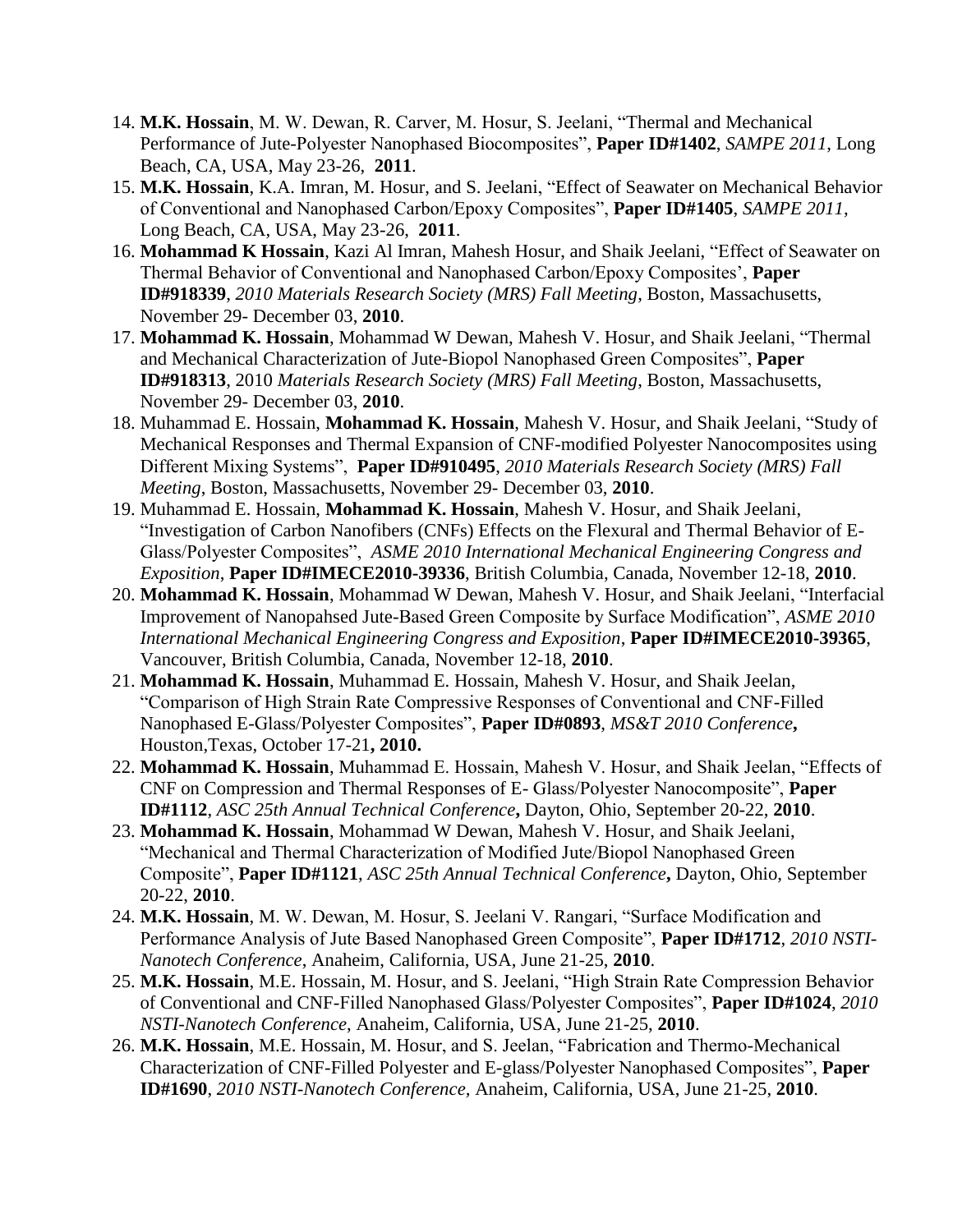14. **M.K. Hossain**, M. W. Dewan, R. Carver, M. Hosur, S. Jeelani, “Thermal and Mechanical Performance of Jute-Polyester Nanophased Biocomposites”, **Paper ID#1402**, *SAMPE 2011*, Long Beach, CA, USA, May 23-26, **2011**.
15. **M.K. Hossain**, K.A. Imran, M. Hosur, and S. Jeelani, “Effect of Seawater on Mechanical Behavior of Conventional and Nanophased Carbon/Epoxy Composites”, **Paper ID#1405**, *SAMPE 2011*, Long Beach, CA, USA, May 23-26, **2011**.
16. **Mohammad K Hossain**, Kazi Al Imran, Mahesh Hosur, and Shaik Jeelani, “Effect of Seawater on Thermal Behavior of Conventional and Nanophased Carbon/Epoxy Composites’, **Paper ID#918339**, *2010 Materials Research Society (MRS) Fall Meeting*, Boston, Massachusetts, November 29- December 03, **2010**.
17. **Mohammad K. Hossain**, Mohammad W Dewan, Mahesh V. Hosur, and Shaik Jeelani, “Thermal and Mechanical Characterization of Jute-Biopol Nanophased Green Composites”, **Paper ID#918313**, 2010 *Materials Research Society (MRS) Fall Meeting*, Boston, Massachusetts, November 29- December 03, **2010**.
18. Muhammad E. Hossain, **Mohammad K. Hossain**, Mahesh V. Hosur, and Shaik Jeelani, “Study of Mechanical Responses and Thermal Expansion of CNF-modified Polyester Nanocomposites using Different Mixing Systems”, **Paper ID#910495**, *2010 Materials Research Society (MRS) Fall Meeting*, Boston, Massachusetts, November 29- December 03, **2010**.
19. Muhammad E. Hossain, **Mohammad K. Hossain**, Mahesh V. Hosur, and Shaik Jeelani, “Investigation of Carbon Nanofibers (CNFs) Effects on the Flexural and Thermal Behavior of E-Glass/Polyester Composites”, *ASME 2010 International Mechanical Engineering Congress and Exposition*, **Paper ID#IMECE2010-39336**, British Columbia, Canada, November 12-18, **2010**.
20. **Mohammad K. Hossain**, Mohammad W Dewan, Mahesh V. Hosur, and Shaik Jeelani, “Interfacial Improvement of Nanopahsed Jute-Based Green Composite by Surface Modification”, *ASME 2010 International Mechanical Engineering Congress and Exposition*, **Paper ID#IMECE2010-39365**, Vancouver, British Columbia, Canada, November 12-18, **2010**.
21. **Mohammad K. Hossain**, Muhammad E. Hossain, Mahesh V. Hosur, and Shaik Jeelan, “Comparison of High Strain Rate Compressive Responses of Conventional and CNF-Filled Nanophased E-Glass/Polyester Composites”, **Paper ID#0893**, *MS&T 2010 Conference***,** Houston,Texas, October 17-21**, 2010.**
22. **Mohammad K. Hossain**, Muhammad E. Hossain, Mahesh V. Hosur, and Shaik Jeelan, “Effects of CNF on Compression and Thermal Responses of E- Glass/Polyester Nanocomposite”, **Paper ID#1112**, *ASC 25th Annual Technical Conference***,** Dayton, Ohio, September 20-22, **2010**.
23. **Mohammad K. Hossain**, Mohammad W Dewan, Mahesh V. Hosur, and Shaik Jeelani, “Mechanical and Thermal Characterization of Modified Jute/Biopol Nanophased Green Composite”, **Paper ID#1121**, *ASC 25th Annual Technical Conference***,** Dayton, Ohio, September 20-22, **2010**.
24. **M.K. Hossain**, M. W. Dewan, M. Hosur, S. Jeelani V. Rangari, “Surface Modification and Performance Analysis of Jute Based Nanophased Green Composite”, **Paper ID#1712**, *2010 NSTI-Nanotech Conference*, Anaheim, California, USA, June 21-25, **2010**.
25. **M.K. Hossain**, M.E. Hossain, M. Hosur, and S. Jeelani, “High Strain Rate Compression Behavior of Conventional and CNF-Filled Nanophased Glass/Polyester Composites”, **Paper ID#1024**, *2010 NSTI-Nanotech Conference*, Anaheim, California, USA, June 21-25, **2010**.
26. **M.K. Hossain**, M.E. Hossain, M. Hosur, and S. Jeelan, “Fabrication and Thermo-Mechanical Characterization of CNF-Filled Polyester and E-glass/Polyester Nanophased Composites”, **Paper ID#1690**, *2010 NSTI-Nanotech Conference*, Anaheim, California, USA, June 21-25, **2010**.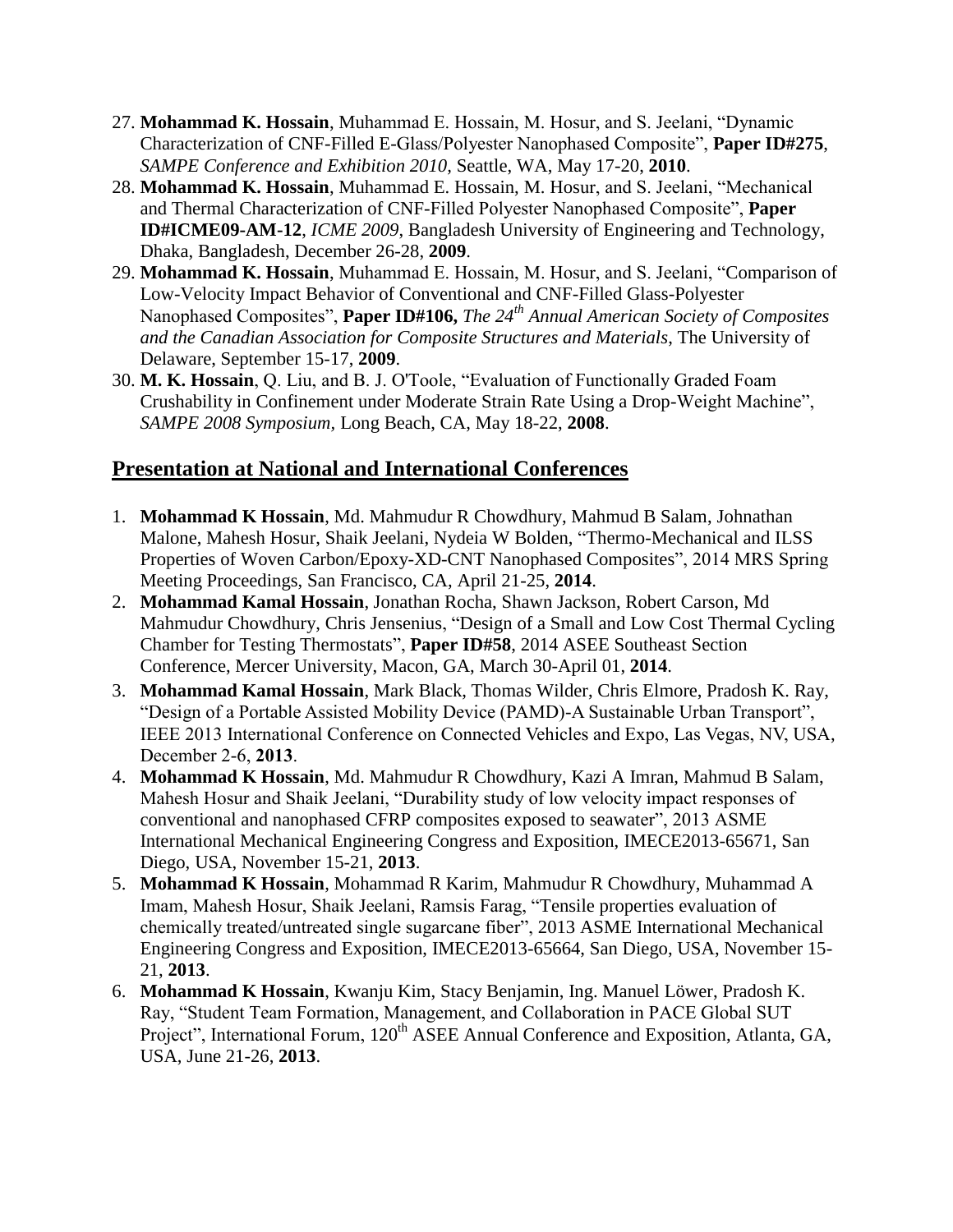27. **Mohammad K. Hossain**, Muhammad E. Hossain, M. Hosur, and S. Jeelani, "Dynamic Characterization of CNF-Filled E-Glass/Polyester Nanophased Composite", **Paper ID#275**, *SAMPE Conference and Exhibition 2010,* Seattle, WA, May 17-20, **2010**.
28. **Mohammad K. Hossain**, Muhammad E. Hossain, M. Hosur, and S. Jeelani, "Mechanical and Thermal Characterization of CNF-Filled Polyester Nanophased Composite", **Paper ID#ICME09-AM-12**, *ICME 2009*, Bangladesh University of Engineering and Technology, Dhaka, Bangladesh, December 26-28, **2009**.
29. **Mohammad K. Hossain**, Muhammad E. Hossain, M. Hosur, and S. Jeelani, "Comparison of Low-Velocity Impact Behavior of Conventional and CNF-Filled Glass-Polyester Nanophased Composites", **Paper ID#106,** *The 24th Annual American Society of Composites and the Canadian Association for Composite Structures and Materials*, The University of Delaware, September 15-17, **2009**.
30. **M. K. Hossain**, Q. Liu, and B. J. O'Toole, "Evaluation of Functionally Graded Foam Crushability in Confinement under Moderate Strain Rate Using a Drop-Weight Machine", *SAMPE 2008 Symposium,* Long Beach, CA, May 18-22, **2008**.

## Presentation at National and International Conferences

1. **Mohammad K Hossain**, Md. Mahmudur R Chowdhury, Mahmud B Salam, Johnathan Malone, Mahesh Hosur, Shaik Jeelani, Nydeia W Bolden, "Thermo-Mechanical and ILSS Properties of Woven Carbon/Epoxy-XD-CNT Nanophased Composites", 2014 MRS Spring Meeting Proceedings, San Francisco, CA, April 21-25, **2014**.
2. **Mohammad Kamal Hossain**, Jonathan Rocha, Shawn Jackson, Robert Carson, Md Mahmudur Chowdhury, Chris Jensenius, "Design of a Small and Low Cost Thermal Cycling Chamber for Testing Thermostats", **Paper ID#58**, 2014 ASEE Southeast Section Conference, Mercer University, Macon, GA, March 30-April 01, **2014**.
3. **Mohammad Kamal Hossain**, Mark Black, Thomas Wilder, Chris Elmore, Pradosh K. Ray, "Design of a Portable Assisted Mobility Device (PAMD)-A Sustainable Urban Transport", IEEE 2013 International Conference on Connected Vehicles and Expo, Las Vegas, NV, USA, December 2-6, **2013**.
4. **Mohammad K Hossain**, Md. Mahmudur R Chowdhury, Kazi A Imran, Mahmud B Salam, Mahesh Hosur and Shaik Jeelani, "Durability study of low velocity impact responses of conventional and nanophased CFRP composites exposed to seawater", 2013 ASME International Mechanical Engineering Congress and Exposition, IMECE2013-65671, San Diego, USA, November 15-21, **2013**.
5. **Mohammad K Hossain**, Mohammad R Karim, Mahmudur R Chowdhury, Muhammad A Imam, Mahesh Hosur, Shaik Jeelani, Ramsis Farag, "Tensile properties evaluation of chemically treated/untreated single sugarcane fiber", 2013 ASME International Mechanical Engineering Congress and Exposition, IMECE2013-65664, San Diego, USA, November 15-21, **2013**.
6. **Mohammad K Hossain**, Kwanju Kim, Stacy Benjamin, Ing. Manuel Löwer, Pradosh K. Ray, "Student Team Formation, Management, and Collaboration in PACE Global SUT Project", International Forum, 120th ASEE Annual Conference and Exposition, Atlanta, GA, USA, June 21-26, **2013**.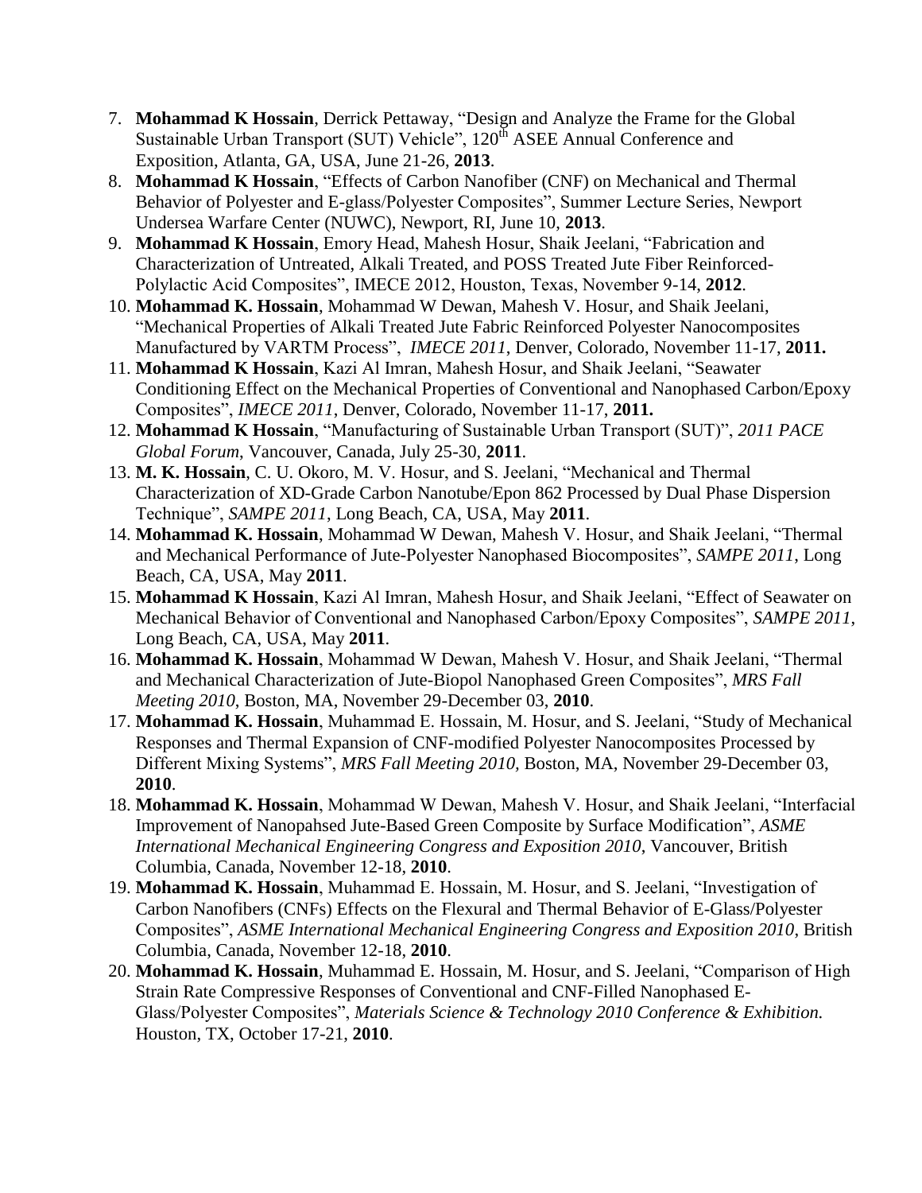7. **Mohammad K Hossain**, Derrick Pettaway, "Design and Analyze the Frame for the Global Sustainable Urban Transport (SUT) Vehicle", 120th ASEE Annual Conference and Exposition, Atlanta, GA, USA, June 21-26, **2013**.
8. **Mohammad K Hossain**, "Effects of Carbon Nanofiber (CNF) on Mechanical and Thermal Behavior of Polyester and E-glass/Polyester Composites", Summer Lecture Series, Newport Undersea Warfare Center (NUWC), Newport, RI, June 10, **2013**.
9. **Mohammad K Hossain**, Emory Head, Mahesh Hosur, Shaik Jeelani, "Fabrication and Characterization of Untreated, Alkali Treated, and POSS Treated Jute Fiber Reinforced-Polylactic Acid Composites", IMECE 2012, Houston, Texas, November 9-14, **2012**.
10. **Mohammad K. Hossain**, Mohammad W Dewan, Mahesh V. Hosur, and Shaik Jeelani, "Mechanical Properties of Alkali Treated Jute Fabric Reinforced Polyester Nanocomposites Manufactured by VARTM Process", *IMECE 2011*, Denver, Colorado, November 11-17, **2011.**
11. **Mohammad K Hossain**, Kazi Al Imran, Mahesh Hosur, and Shaik Jeelani, "Seawater Conditioning Effect on the Mechanical Properties of Conventional and Nanophased Carbon/Epoxy Composites", *IMECE 2011*, Denver, Colorado, November 11-17, **2011.**
12. **Mohammad K Hossain**, "Manufacturing of Sustainable Urban Transport (SUT)", *2011 PACE Global Forum*, Vancouver, Canada, July 25-30, **2011**.
13. **M. K. Hossain**, C. U. Okoro, M. V. Hosur, and S. Jeelani, "Mechanical and Thermal Characterization of XD-Grade Carbon Nanotube/Epon 862 Processed by Dual Phase Dispersion Technique", *SAMPE 2011*, Long Beach, CA, USA, May **2011**.
14. **Mohammad K. Hossain**, Mohammad W Dewan, Mahesh V. Hosur, and Shaik Jeelani, "Thermal and Mechanical Performance of Jute-Polyester Nanophased Biocomposites", *SAMPE 2011*, Long Beach, CA, USA, May **2011**.
15. **Mohammad K Hossain**, Kazi Al Imran, Mahesh Hosur, and Shaik Jeelani, "Effect of Seawater on Mechanical Behavior of Conventional and Nanophased Carbon/Epoxy Composites", *SAMPE 2011*, Long Beach, CA, USA, May **2011**.
16. **Mohammad K. Hossain**, Mohammad W Dewan, Mahesh V. Hosur, and Shaik Jeelani, "Thermal and Mechanical Characterization of Jute-Biopol Nanophased Green Composites", *MRS Fall Meeting 2010*, Boston, MA, November 29-December 03, **2010**.
17. **Mohammad K. Hossain**, Muhammad E. Hossain, M. Hosur, and S. Jeelani, "Study of Mechanical Responses and Thermal Expansion of CNF-modified Polyester Nanocomposites Processed by Different Mixing Systems", *MRS Fall Meeting 2010*, Boston, MA, November 29-December 03, **2010**.
18. **Mohammad K. Hossain**, Mohammad W Dewan, Mahesh V. Hosur, and Shaik Jeelani, "Interfacial Improvement of Nanopahsed Jute-Based Green Composite by Surface Modification", *ASME International Mechanical Engineering Congress and Exposition 2010*, Vancouver, British Columbia, Canada, November 12-18, **2010**.
19. **Mohammad K. Hossain**, Muhammad E. Hossain, M. Hosur, and S. Jeelani, "Investigation of Carbon Nanofibers (CNFs) Effects on the Flexural and Thermal Behavior of E-Glass/Polyester Composites", *ASME International Mechanical Engineering Congress and Exposition 2010*, British Columbia, Canada, November 12-18, **2010**.
20. **Mohammad K. Hossain**, Muhammad E. Hossain, M. Hosur, and S. Jeelani, "Comparison of High Strain Rate Compressive Responses of Conventional and CNF-Filled Nanophased E-Glass/Polyester Composites", *Materials Science & Technology 2010 Conference & Exhibition.* Houston, TX, October 17-21, **2010**.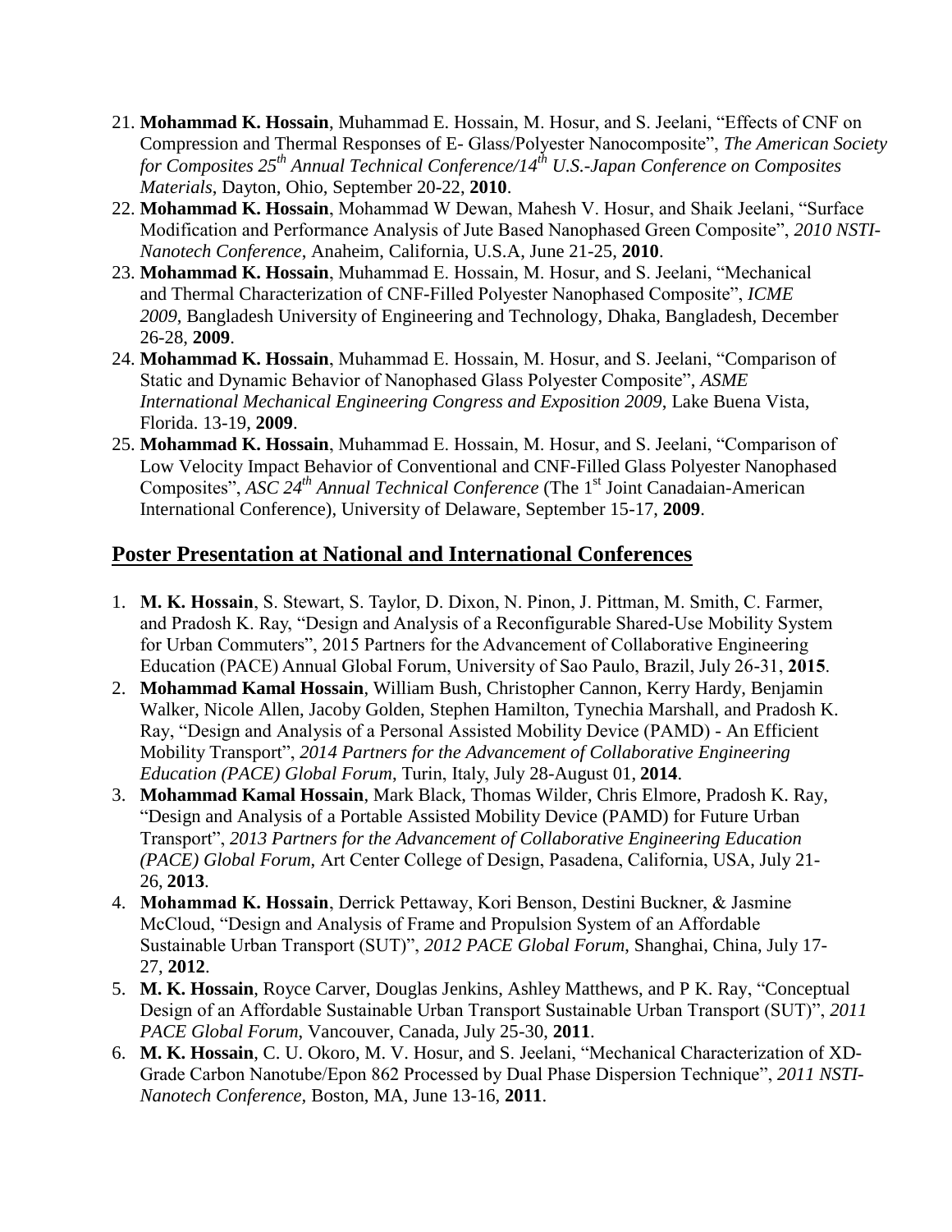21. **Mohammad K. Hossain**, Muhammad E. Hossain, M. Hosur, and S. Jeelani, "Effects of CNF on Compression and Thermal Responses of E- Glass/Polyester Nanocomposite", *The American Society for Composites 25th Annual Technical Conference/14th U.S.-Japan Conference on Composites Materials*, Dayton, Ohio, September 20-22, **2010**.
22. **Mohammad K. Hossain**, Mohammad W Dewan, Mahesh V. Hosur, and Shaik Jeelani, "Surface Modification and Performance Analysis of Jute Based Nanophased Green Composite", *2010 NSTI-Nanotech Conference*, Anaheim, California, U.S.A, June 21-25, **2010**.
23. **Mohammad K. Hossain**, Muhammad E. Hossain, M. Hosur, and S. Jeelani, "Mechanical and Thermal Characterization of CNF-Filled Polyester Nanophased Composite", *ICME 2009*, Bangladesh University of Engineering and Technology, Dhaka, Bangladesh, December 26-28, **2009**.
24. **Mohammad K. Hossain**, Muhammad E. Hossain, M. Hosur, and S. Jeelani, "Comparison of Static and Dynamic Behavior of Nanophased Glass Polyester Composite", *ASME International Mechanical Engineering Congress and Exposition 2009*, Lake Buena Vista, Florida. 13-19, **2009**.
25. **Mohammad K. Hossain**, Muhammad E. Hossain, M. Hosur, and S. Jeelani, "Comparison of Low Velocity Impact Behavior of Conventional and CNF-Filled Glass Polyester Nanophased Composites", *ASC 24th Annual Technical Conference* (The 1st Joint Canadaian-American International Conference), University of Delaware, September 15-17, **2009**.

## Poster Presentation at National and International Conferences

1. **M. K. Hossain**, S. Stewart, S. Taylor, D. Dixon, N. Pinon, J. Pittman, M. Smith, C. Farmer, and Pradosh K. Ray, "Design and Analysis of a Reconfigurable Shared-Use Mobility System for Urban Commuters", 2015 Partners for the Advancement of Collaborative Engineering Education (PACE) Annual Global Forum, University of Sao Paulo, Brazil, July 26-31, **2015**.
2. **Mohammad Kamal Hossain**, William Bush, Christopher Cannon, Kerry Hardy, Benjamin Walker, Nicole Allen, Jacoby Golden, Stephen Hamilton, Tynechia Marshall, and Pradosh K. Ray, "Design and Analysis of a Personal Assisted Mobility Device (PAMD) - An Efficient Mobility Transport", *2014 Partners for the Advancement of Collaborative Engineering Education (PACE) Global Forum*, Turin, Italy, July 28-August 01, **2014**.
3. **Mohammad Kamal Hossain**, Mark Black, Thomas Wilder, Chris Elmore, Pradosh K. Ray, "Design and Analysis of a Portable Assisted Mobility Device (PAMD) for Future Urban Transport", *2013 Partners for the Advancement of Collaborative Engineering Education (PACE) Global Forum*, Art Center College of Design, Pasadena, California, USA, July 21-26, **2013**.
4. **Mohammad K. Hossain**, Derrick Pettaway, Kori Benson, Destini Buckner, & Jasmine McCloud, "Design and Analysis of Frame and Propulsion System of an Affordable Sustainable Urban Transport (SUT)", *2012 PACE Global Forum*, Shanghai, China, July 17-27, **2012**.
5. **M. K. Hossain**, Royce Carver, Douglas Jenkins, Ashley Matthews, and P K. Ray, "Conceptual Design of an Affordable Sustainable Urban Transport Sustainable Urban Transport (SUT)", *2011 PACE Global Forum*, Vancouver, Canada, July 25-30, **2011**.
6. **M. K. Hossain**, C. U. Okoro, M. V. Hosur, and S. Jeelani, "Mechanical Characterization of XD-Grade Carbon Nanotube/Epon 862 Processed by Dual Phase Dispersion Technique", *2011 NSTI-Nanotech Conference*, Boston, MA, June 13-16, **2011**.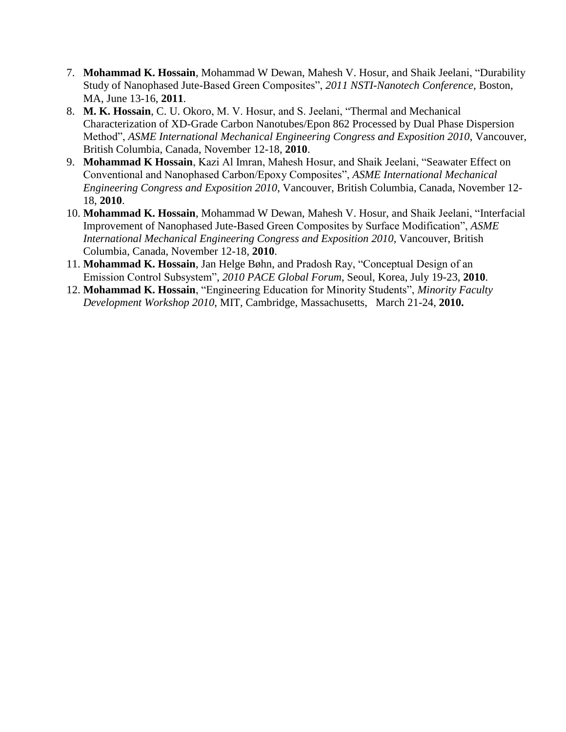7. **Mohammad K. Hossain**, Mohammad W Dewan, Mahesh V. Hosur, and Shaik Jeelani, "Durability Study of Nanophased Jute-Based Green Composites", *2011 NSTI-Nanotech Conference,* Boston, MA, June 13-16, **2011**.
8. **M. K. Hossain**, C. U. Okoro, M. V. Hosur, and S. Jeelani, "Thermal and Mechanical Characterization of XD-Grade Carbon Nanotubes/Epon 862 Processed by Dual Phase Dispersion Method", *ASME International Mechanical Engineering Congress and Exposition 2010*, Vancouver, British Columbia, Canada, November 12-18, **2010**.
9. **Mohammad K Hossain**, Kazi Al Imran, Mahesh Hosur, and Shaik Jeelani, "Seawater Effect on Conventional and Nanophased Carbon/Epoxy Composites", *ASME International Mechanical Engineering Congress and Exposition 2010*, Vancouver, British Columbia, Canada, November 12-18, **2010**.
10. **Mohammad K. Hossain**, Mohammad W Dewan, Mahesh V. Hosur, and Shaik Jeelani, "Interfacial Improvement of Nanophased Jute-Based Green Composites by Surface Modification", *ASME International Mechanical Engineering Congress and Exposition 2010*, Vancouver, British Columbia, Canada, November 12-18, **2010**.
11. **Mohammad K. Hossain**, Jan Helge Bøhn, and Pradosh Ray, "Conceptual Design of an Emission Control Subsystem", *2010 PACE Global Forum*, Seoul, Korea, July 19-23, **2010**.
12. **Mohammad K. Hossain**, "Engineering Education for Minority Students", *Minority Faculty Development Workshop 2010*, MIT, Cambridge, Massachusetts, March 21-24, **2010.**